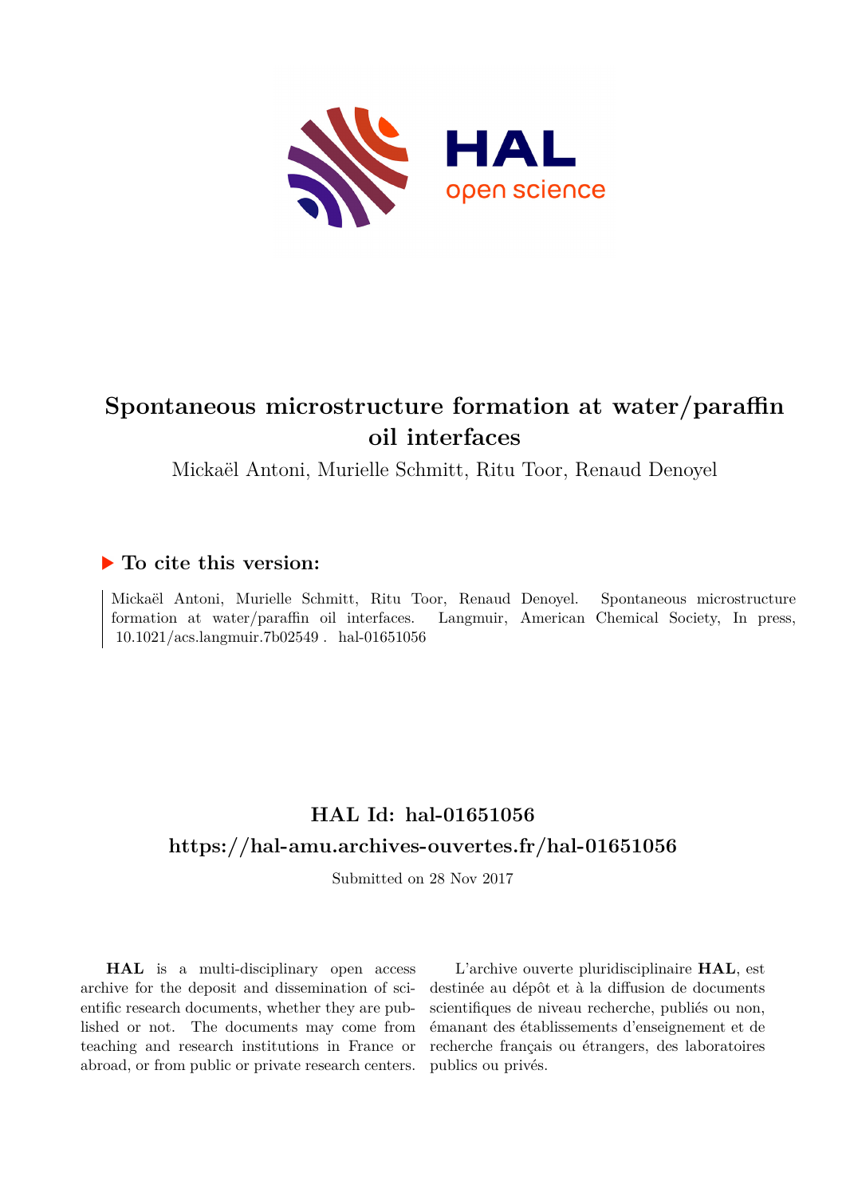# Spontaneous microstructure formation at water/paraffin oil interfaces

Mickaël Antoni, Murielle Schmitt, Ritu Toor, Renaud Denoyel

### ▶ To cite this version:

Mickaël Antoni, Murielle Schmitt, Ritu Toor, Renaud Denoyel. Spontaneous microstructure formation at water/paraffin oil interfaces. Langmuir, American Chemical Society, In press, 10.1021/acs.langmuir.7b02549 . hal-01651056

## HAL Id: hal-01651056

## https://hal-amu.archives-ouvertes.fr/hal-01651056

Submitted on 28 Nov 2017

**HAL** is a multi-disciplinary open access archive for the deposit and dissemination of scientific research documents, whether they are published or not. The documents may come from teaching and research institutions in France or abroad, or from public or private research centers.

L'archive ouverte pluridisciplinaire **HAL**, est destinée au dépôt et à la diffusion de documents scientifiques de niveau recherche, publiés ou non, émanant des établissements d'enseignement et de recherche français ou étrangers, des laboratoires publics ou privés.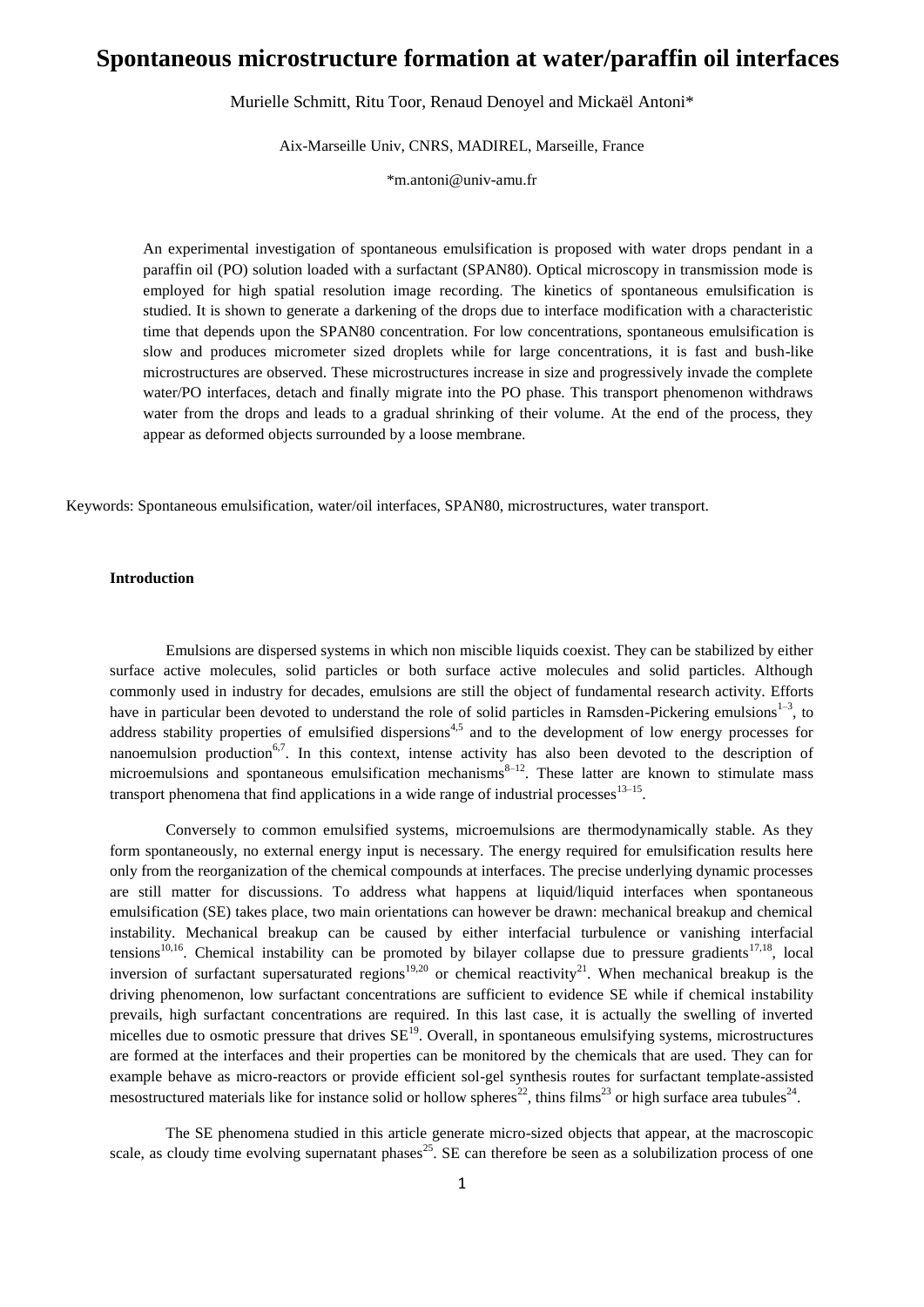# Spontaneous microstructure formation at water/paraffin oil interfaces

Murielle Schmitt, Ritu Toor, Renaud Denoyel and Mickaël Antoni*

Aix-Marseille Univ, CNRS, MADIREL, Marseille, France

*m.antoni@univ-amu.fr

An experimental investigation of spontaneous emulsification is proposed with water drops pendant in a paraffin oil (PO) solution loaded with a surfactant (SPAN80). Optical microscopy in transmission mode is employed for high spatial resolution image recording. The kinetics of spontaneous emulsification is studied. It is shown to generate a darkening of the drops due to interface modification with a characteristic time that depends upon the SPAN80 concentration. For low concentrations, spontaneous emulsification is slow and produces micrometer sized droplets while for large concentrations, it is fast and bush-like microstructures are observed. These microstructures increase in size and progressively invade the complete water/PO interfaces, detach and finally migrate into the PO phase. This transport phenomenon withdraws water from the drops and leads to a gradual shrinking of their volume. At the end of the process, they appear as deformed objects surrounded by a loose membrane.

Keywords: Spontaneous emulsification, water/oil interfaces, SPAN80, microstructures, water transport.

## Introduction

Emulsions are dispersed systems in which non miscible liquids coexist. They can be stabilized by either surface active molecules, solid particles or both surface active molecules and solid particles. Although commonly used in industry for decades, emulsions are still the object of fundamental research activity. Efforts have in particular been devoted to understand the role of solid particles in Ramsden-Pickering emulsions[1–3], to address stability properties of emulsified dispersions[4,5] and to the development of low energy processes for nanoemulsion production[6,7]. In this context, intense activity has also been devoted to the description of microemulsions and spontaneous emulsification mechanisms[8–12]. These latter are known to stimulate mass transport phenomena that find applications in a wide range of industrial processes[13–15].

Conversely to common emulsified systems, microemulsions are thermodynamically stable. As they form spontaneously, no external energy input is necessary. The energy required for emulsification results here only from the reorganization of the chemical compounds at interfaces. The precise underlying dynamic processes are still matter for discussions. To address what happens at liquid/liquid interfaces when spontaneous emulsification (SE) takes place, two main orientations can however be drawn: mechanical breakup and chemical instability. Mechanical breakup can be caused by either interfacial turbulence or vanishing interfacial tensions[10,16]. Chemical instability can be promoted by bilayer collapse due to pressure gradients[17,18], local inversion of surfactant supersaturated regions[19,20] or chemical reactivity[21]. When mechanical breakup is the driving phenomenon, low surfactant concentrations are sufficient to evidence SE while if chemical instability prevails, high surfactant concentrations are required. In this last case, it is actually the swelling of inverted micelles due to osmotic pressure that drives SE[19]. Overall, in spontaneous emulsifying systems, microstructures are formed at the interfaces and their properties can be monitored by the chemicals that are used. They can for example behave as micro-reactors or provide efficient sol-gel synthesis routes for surfactant template-assisted mesostructured materials like for instance solid or hollow spheres[22], thins films[23] or high surface area tubules[24].

The SE phenomena studied in this article generate micro-sized objects that appear, at the macroscopic scale, as cloudy time evolving supernatant phases[25]. SE can therefore be seen as a solubilization process of one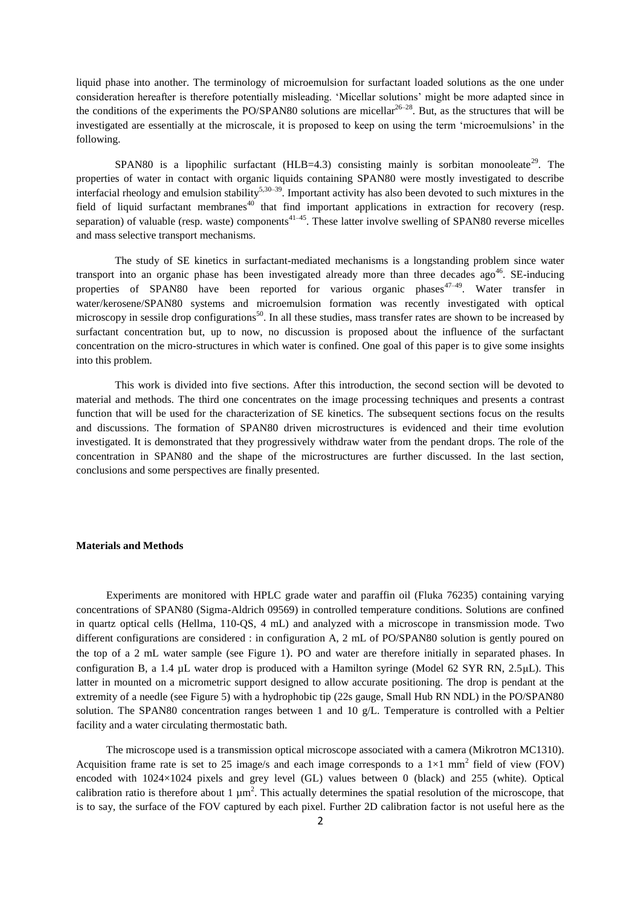liquid phase into another. The terminology of microemulsion for surfactant loaded solutions as the one under consideration hereafter is therefore potentially misleading. 'Micellar solutions' might be more adapted since in the conditions of the experiments the PO/SPAN80 solutions are micellar[26–28]. But, as the structures that will be investigated are essentially at the microscale, it is proposed to keep on using the term 'microemulsions' in the following.

SPAN80 is a lipophilic surfactant (HLB=4.3) consisting mainly is sorbitan monooleate[29]. The properties of water in contact with organic liquids containing SPAN80 were mostly investigated to describe interfacial rheology and emulsion stability[5,30–39]. Important activity has also been devoted to such mixtures in the field of liquid surfactant membranes[40] that find important applications in extraction for recovery (resp. separation) of valuable (resp. waste) components[41–45]. These latter involve swelling of SPAN80 reverse micelles and mass selective transport mechanisms.

The study of SE kinetics in surfactant-mediated mechanisms is a longstanding problem since water transport into an organic phase has been investigated already more than three decades ago[46]. SE-inducing properties of SPAN80 have been reported for various organic phases[47–49]. Water transfer in water/kerosene/SPAN80 systems and microemulsion formation was recently investigated with optical microscopy in sessile drop configurations[50]. In all these studies, mass transfer rates are shown to be increased by surfactant concentration but, up to now, no discussion is proposed about the influence of the surfactant concentration on the micro-structures in which water is confined. One goal of this paper is to give some insights into this problem.

This work is divided into five sections. After this introduction, the second section will be devoted to material and methods. The third one concentrates on the image processing techniques and presents a contrast function that will be used for the characterization of SE kinetics. The subsequent sections focus on the results and discussions. The formation of SPAN80 driven microstructures is evidenced and their time evolution investigated. It is demonstrated that they progressively withdraw water from the pendant drops. The role of the concentration in SPAN80 and the shape of the microstructures are further discussed. In the last section, conclusions and some perspectives are finally presented.

## Materials and Methods

Experiments are monitored with HPLC grade water and paraffin oil (Fluka 76235) containing varying concentrations of SPAN80 (Sigma-Aldrich 09569) in controlled temperature conditions. Solutions are confined in quartz optical cells (Hellma, 110-QS, 4 mL) and analyzed with a microscope in transmission mode. Two different configurations are considered : in configuration A, 2 mL of PO/SPAN80 solution is gently poured on the top of a 2 mL water sample (see Figure 1). PO and water are therefore initially in separated phases. In configuration B, a 1.4 µL water drop is produced with a Hamilton syringe (Model 62 SYR RN, 2.5µL). This latter in mounted on a micrometric support designed to allow accurate positioning. The drop is pendant at the extremity of a needle (see Figure 5) with a hydrophobic tip (22s gauge, Small Hub RN NDL) in the PO/SPAN80 solution. The SPAN80 concentration ranges between 1 and 10 g/L. Temperature is controlled with a Peltier facility and a water circulating thermostatic bath.

The microscope used is a transmission optical microscope associated with a camera (Mikrotron MC1310). Acquisition frame rate is set to 25 image/s and each image corresponds to a $1\times1$ mm$^2$ field of view (FOV) encoded with $1024\times1024$ pixels and grey level (GL) values between 0 (black) and 255 (white). Optical calibration ratio is therefore about 1 µm$^2$. This actually determines the spatial resolution of the microscope, that is to say, the surface of the FOV captured by each pixel. Further 2D calibration factor is not useful here as the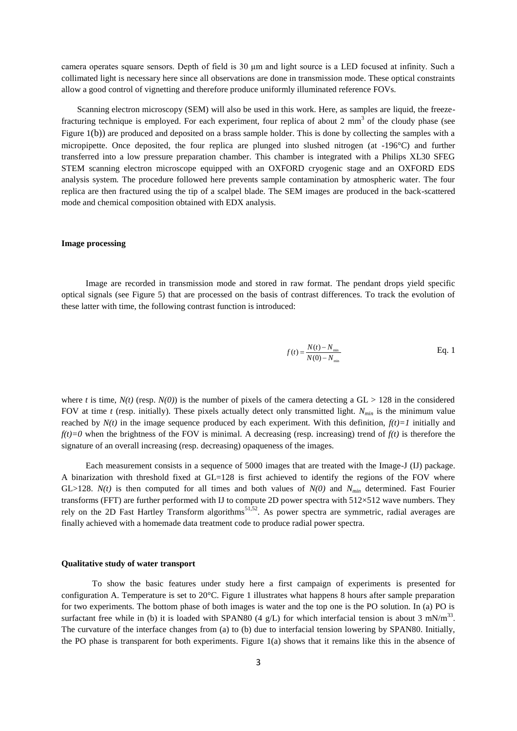camera operates square sensors. Depth of field is 30 µm and light source is a LED focused at infinity. Such a collimated light is necessary here since all observations are done in transmission mode. These optical constraints allow a good control of vignetting and therefore produce uniformly illuminated reference FOVs.

Scanning electron microscopy (SEM) will also be used in this work. Here, as samples are liquid, the freeze-fracturing technique is employed. For each experiment, four replica of about 2 $mm^3$ of the cloudy phase (see Figure 1(b)) are produced and deposited on a brass sample holder. This is done by collecting the samples with a micropipette. Once deposited, the four replica are plunged into slushed nitrogen (at -196°C) and further transferred into a low pressure preparation chamber. This chamber is integrated with a Philips XL30 SFEG STEM scanning electron microscope equipped with an OXFORD cryogenic stage and an OXFORD EDS analysis system. The procedure followed here prevents sample contamination by atmospheric water. The four replica are then fractured using the tip of a scalpel blade. The SEM images are produced in the back-scattered mode and chemical composition obtained with EDX analysis.

**Image processing**

Image are recorded in transmission mode and stored in raw format. The pendant drops yield specific optical signals (see Figure 5) that are processed on the basis of contrast differences. To track the evolution of these latter with time, the following contrast function is introduced:

$$f(t) = \frac{N(t) - N_{min}}{N(0) - N_{min}} \qquad \text{Eq. 1}$$

where *t* is time, *N(t)* (resp. *N(0)*) is the number of pixels of the camera detecting a GL > 128 in the considered FOV at time *t* (resp. initially). These pixels actually detect only transmitted light. $N_{min}$ is the minimum value reached by *N(t)* in the image sequence produced by each experiment. With this definition, $f(t)=1$ initially and $f(t)=0$ when the brightness of the FOV is minimal. A decreasing (resp. increasing) trend of *f(t)* is therefore the signature of an overall increasing (resp. decreasing) opaqueness of the images.

Each measurement consists in a sequence of 5000 images that are treated with the Image-J (IJ) package. A binarization with threshold fixed at GL=128 is first achieved to identify the regions of the FOV where GL>128. *N(t)* is then computed for all times and both values of *N(0)* and $N_{min}$ determined. Fast Fourier transforms (FFT) are further performed with IJ to compute 2D power spectra with 512×512 wave numbers. They rely on the 2D Fast Hartley Transform algorithms[51,52]. As power spectra are symmetric, radial averages are finally achieved with a homemade data treatment code to produce radial power spectra.

**Qualitative study of water transport**

To show the basic features under study here a first campaign of experiments is presented for configuration A. Temperature is set to 20°C. Figure 1 illustrates what happens 8 hours after sample preparation for two experiments. The bottom phase of both images is water and the top one is the PO solution. In (a) PO is surfactant free while in (b) it is loaded with SPAN80 (4 g/L) for which interfacial tension is about 3 $mN/m$[33]. The curvature of the interface changes from (a) to (b) due to interfacial tension lowering by SPAN80. Initially, the PO phase is transparent for both experiments. Figure 1(a) shows that it remains like this in the absence of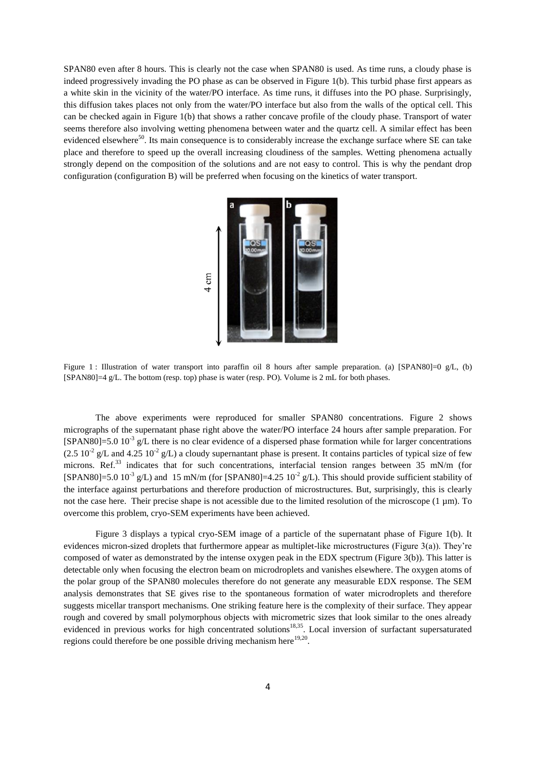SPAN80 even after 8 hours. This is clearly not the case when SPAN80 is used. As time runs, a cloudy phase is indeed progressively invading the PO phase as can be observed in Figure 1(b). This turbid phase first appears as a white skin in the vicinity of the water/PO interface. As time runs, it diffuses into the PO phase. Surprisingly, this diffusion takes places not only from the water/PO interface but also from the walls of the optical cell. This can be checked again in Figure 1(b) that shows a rather concave profile of the cloudy phase. Transport of water seems therefore also involving wetting phenomena between water and the quartz cell. A similar effect has been evidenced elsewhere[50]. Its main consequence is to considerably increase the exchange surface where SE can take place and therefore to speed up the overall increasing cloudiness of the samples. Wetting phenomena actually strongly depend on the composition of the solutions and are not easy to control. This is why the pendant drop configuration (configuration B) will be preferred when focusing on the kinetics of water transport.

Figure 1 : Illustration of water transport into paraffin oil 8 hours after sample preparation. (a) [SPAN80]=0 g/L, (b) [SPAN80]=4 g/L. The bottom (resp. top) phase is water (resp. PO). Volume is 2 mL for both phases.

The above experiments were reproduced for smaller SPAN80 concentrations. Figure 2 shows micrographs of the supernatant phase right above the water/PO interface 24 hours after sample preparation. For [SPAN80]=5.0 $10^{-3}$ g/L there is no clear evidence of a dispersed phase formation while for larger concentrations (2.5 $10^{-2}$ g/L and 4.25 $10^{-2}$ g/L) a cloudy supernantant phase is present. It contains particles of typical size of few microns. Ref.[33] indicates that for such concentrations, interfacial tension ranges between 35 mN/m (for [SPAN80]=5.0 $10^{-3}$ g/L) and 15 mN/m (for [SPAN80]=4.25 $10^{-2}$ g/L). This should provide sufficient stability of the interface against perturbations and therefore production of microstructures. But, surprisingly, this is clearly not the case here. Their precise shape is not acessible due to the limited resolution of the microscope (1 µm). To overcome this problem, cryo-SEM experiments have been achieved.

Figure 3 displays a typical cryo-SEM image of a particle of the supernatant phase of Figure 1(b). It evidences micron-sized droplets that furthermore appear as multiplet-like microstructures (Figure 3(a)). They're composed of water as demonstrated by the intense oxygen peak in the EDX spectrum (Figure 3(b)). This latter is detectable only when focusing the electron beam on microdroplets and vanishes elsewhere. The oxygen atoms of the polar group of the SPAN80 molecules therefore do not generate any measurable EDX response. The SEM analysis demonstrates that SE gives rise to the spontaneous formation of water microdroplets and therefore suggests micellar transport mechanisms. One striking feature here is the complexity of their surface. They appear rough and covered by small polymorphous objects with micrometric sizes that look similar to the ones already evidenced in previous works for high concentrated solutions[18,35]. Local inversion of surfactant supersaturated regions could therefore be one possible driving mechanism here[19,20].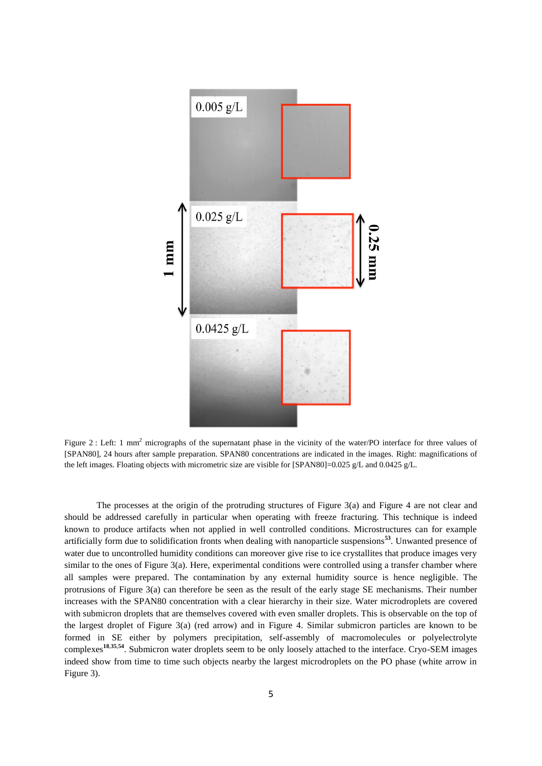Figure 2 : Left: 1 mm$^2$ micrographs of the supernatant phase in the vicinity of the water/PO interface for three values of [SPAN80], 24 hours after sample preparation. SPAN80 concentrations are indicated in the images. Right: magnifications of the left images. Floating objects with micrometric size are visible for [SPAN80]=0.025 g/L and 0.0425 g/L.

The processes at the origin of the protruding structures of Figure 3(a) and Figure 4 are not clear and should be addressed carefully in particular when operating with freeze fracturing. This technique is indeed known to produce artifacts when not applied in well controlled conditions. Microstructures can for example artificially form due to solidification fronts when dealing with nanoparticle suspensions[53]. Unwanted presence of water due to uncontrolled humidity conditions can moreover give rise to ice crystallites that produce images very similar to the ones of Figure 3(a). Here, experimental conditions were controlled using a transfer chamber where all samples were prepared. The contamination by any external humidity source is hence negligible. The protrusions of Figure 3(a) can therefore be seen as the result of the early stage SE mechanisms. Their number increases with the SPAN80 concentration with a clear hierarchy in their size. Water microdroplets are covered with submicron droplets that are themselves covered with even smaller droplets. This is observable on the top of the largest droplet of Figure 3(a) (red arrow) and in Figure 4. Similar submicron particles are known to be formed in SE either by polymers precipitation, self-assembly of macromolecules or polyelectrolyte complexes[18,35,54]. Submicron water droplets seem to be only loosely attached to the interface. Cryo-SEM images indeed show from time to time such objects nearby the largest microdroplets on the PO phase (white arrow in Figure 3).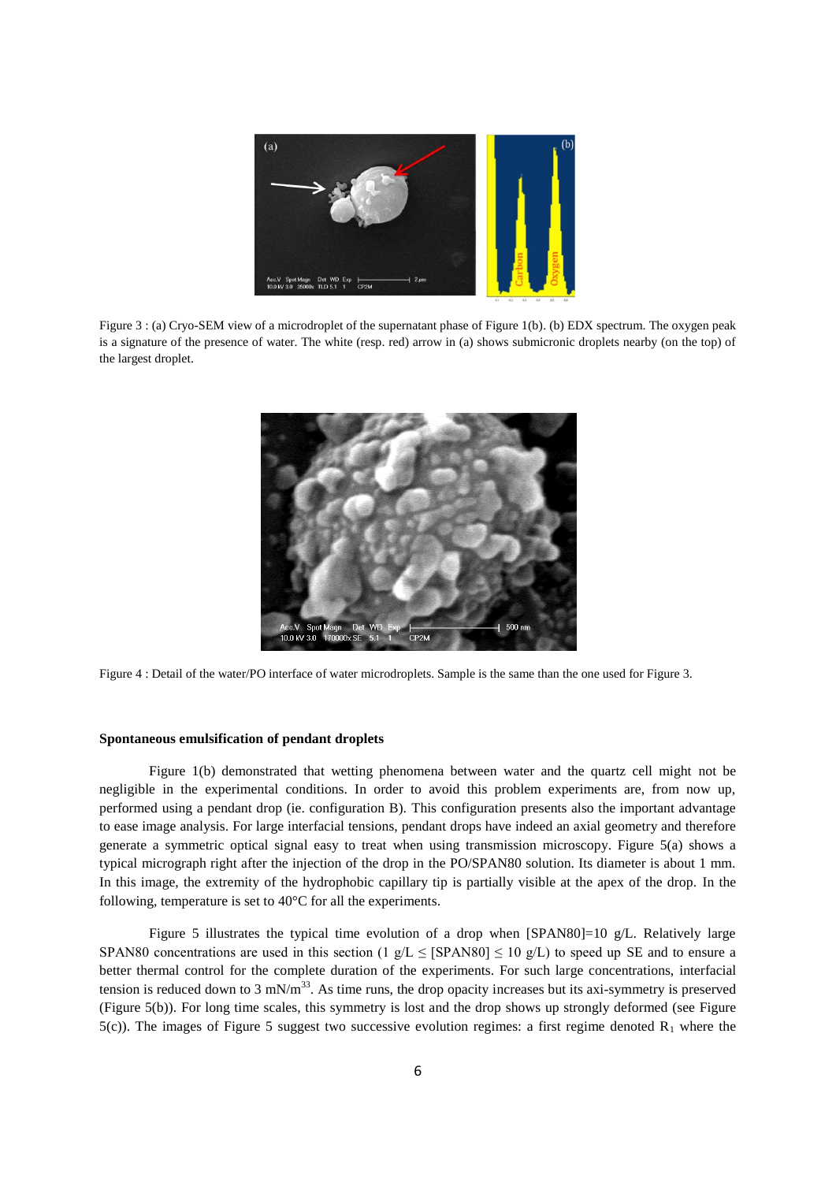Figure 3 : (a) Cryo-SEM view of a microdroplet of the supernatant phase of Figure 1(b). (b) EDX spectrum. The oxygen peak is a signature of the presence of water. The white (resp. red) arrow in (a) shows submicronic droplets nearby (on the top) of the largest droplet.

Figure 4 : Detail of the water/PO interface of water microdroplets. Sample is the same than the one used for Figure 3.

**Spontaneous emulsification of pendant droplets**

Figure 1(b) demonstrated that wetting phenomena between water and the quartz cell might not be negligible in the experimental conditions. In order to avoid this problem experiments are, from now up, performed using a pendant drop (ie. configuration B). This configuration presents also the important advantage to ease image analysis. For large interfacial tensions, pendant drops have indeed an axial geometry and therefore generate a symmetric optical signal easy to treat when using transmission microscopy. Figure 5(a) shows a typical micrograph right after the injection of the drop in the PO/SPAN80 solution. Its diameter is about 1 mm. In this image, the extremity of the hydrophobic capillary tip is partially visible at the apex of the drop. In the following, temperature is set to 40°C for all the experiments.

Figure 5 illustrates the typical time evolution of a drop when [SPAN80]=10 g/L. Relatively large SPAN80 concentrations are used in this section (1 g/L $\leq$ [SPAN80] $\leq$ 10 g/L) to speed up SE and to ensure a better thermal control for the complete duration of the experiments. For such large concentrations, interfacial tension is reduced down to 3 mN/m[33]. As time runs, the drop opacity increases but its axi-symmetry is preserved (Figure 5(b)). For long time scales, this symmetry is lost and the drop shows up strongly deformed (see Figure 5(c)). The images of Figure 5 suggest two successive evolution regimes: a first regime denoted $R_1$ where the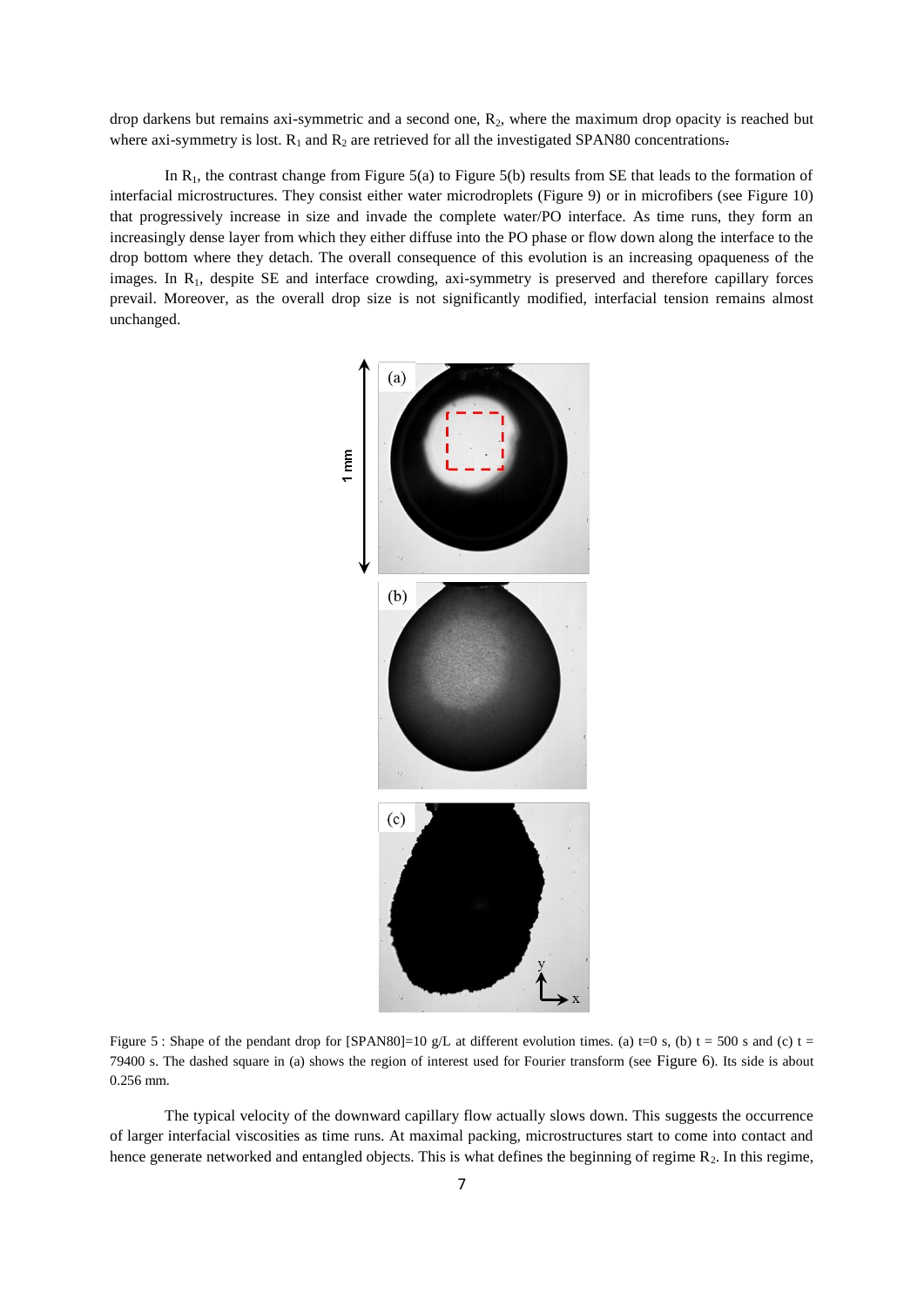drop darkens but remains axi-symmetric and a second one, $R_2$, where the maximum drop opacity is reached but where axi-symmetry is lost. $R_1$ and $R_2$ are retrieved for all the investigated SPAN80 concentrations.

In $R_1$, the contrast change from Figure 5(a) to Figure 5(b) results from SE that leads to the formation of interfacial microstructures. They consist either water microdroplets (Figure 9) or in microfibers (see Figure 10) that progressively increase in size and invade the complete water/PO interface. As time runs, they form an increasingly dense layer from which they either diffuse into the PO phase or flow down along the interface to the drop bottom where they detach. The overall consequence of this evolution is an increasing opaqueness of the images. In $R_1$, despite SE and interface crowding, axi-symmetry is preserved and therefore capillary forces prevail. Moreover, as the overall drop size is not significantly modified, interfacial tension remains almost unchanged.

Figure 5 : Shape of the pendant drop for [SPAN80]=10 g/L at different evolution times. (a) t=0 s, (b) t = 500 s and (c) t = 79400 s. The dashed square in (a) shows the region of interest used for Fourier transform (see Figure 6). Its side is about 0.256 mm.

The typical velocity of the downward capillary flow actually slows down. This suggests the occurrence of larger interfacial viscosities as time runs. At maximal packing, microstructures start to come into contact and hence generate networked and entangled objects. This is what defines the beginning of regime $R_2$. In this regime,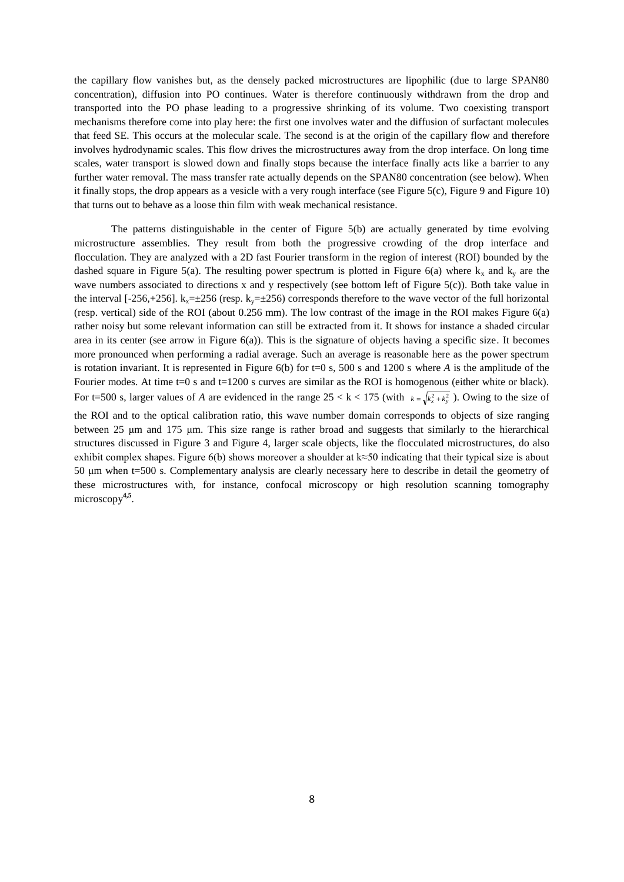the capillary flow vanishes but, as the densely packed microstructures are lipophilic (due to large SPAN80 concentration), diffusion into PO continues. Water is therefore continuously withdrawn from the drop and transported into the PO phase leading to a progressive shrinking of its volume. Two coexisting transport mechanisms therefore come into play here: the first one involves water and the diffusion of surfactant molecules that feed SE. This occurs at the molecular scale. The second is at the origin of the capillary flow and therefore involves hydrodynamic scales. This flow drives the microstructures away from the drop interface. On long time scales, water transport is slowed down and finally stops because the interface finally acts like a barrier to any further water removal. The mass transfer rate actually depends on the SPAN80 concentration (see below). When it finally stops, the drop appears as a vesicle with a very rough interface (see Figure 5(c), Figure 9 and Figure 10) that turns out to behave as a loose thin film with weak mechanical resistance.

The patterns distinguishable in the center of Figure 5(b) are actually generated by time evolving microstructure assemblies. They result from both the progressive crowding of the drop interface and flocculation. They are analyzed with a 2D fast Fourier transform in the region of interest (ROI) bounded by the dashed square in Figure 5(a). The resulting power spectrum is plotted in Figure 6(a) where $k_x$ and $k_y$ are the wave numbers associated to directions x and y respectively (see bottom left of Figure 5(c)). Both take value in the interval [-256,+256]. $k_x=\pm256$ (resp. $k_y=\pm256$) corresponds therefore to the wave vector of the full horizontal (resp. vertical) side of the ROI (about 0.256 mm). The low contrast of the image in the ROI makes Figure 6(a) rather noisy but some relevant information can still be extracted from it. It shows for instance a shaded circular area in its center (see arrow in Figure 6(a)). This is the signature of objects having a specific size. It becomes more pronounced when performing a radial average. Such an average is reasonable here as the power spectrum is rotation invariant. It is represented in Figure 6(b) for t=0 s, 500 s and 1200 s where $A$ is the amplitude of the Fourier modes. At time t=0 s and t=1200 s curves are similar as the ROI is homogenous (either white or black). For t=500 s, larger values of $A$ are evidenced in the range $25 < k < 175$ (with $k=\sqrt{k_x^2+k_y^2}$ ). Owing to the size of the ROI and to the optical calibration ratio, this wave number domain corresponds to objects of size ranging between 25 μm and 175 μm. This size range is rather broad and suggests that similarly to the hierarchical structures discussed in Figure 3 and Figure 4, larger scale objects, like the flocculated microstructures, do also exhibit complex shapes. Figure 6(b) shows moreover a shoulder at $k\approx50$ indicating that their typical size is about 50 μm when t=500 s. Complementary analysis are clearly necessary here to describe in detail the geometry of these microstructures with, for instance, confocal microscopy or high resolution scanning tomography microscopy[4,5].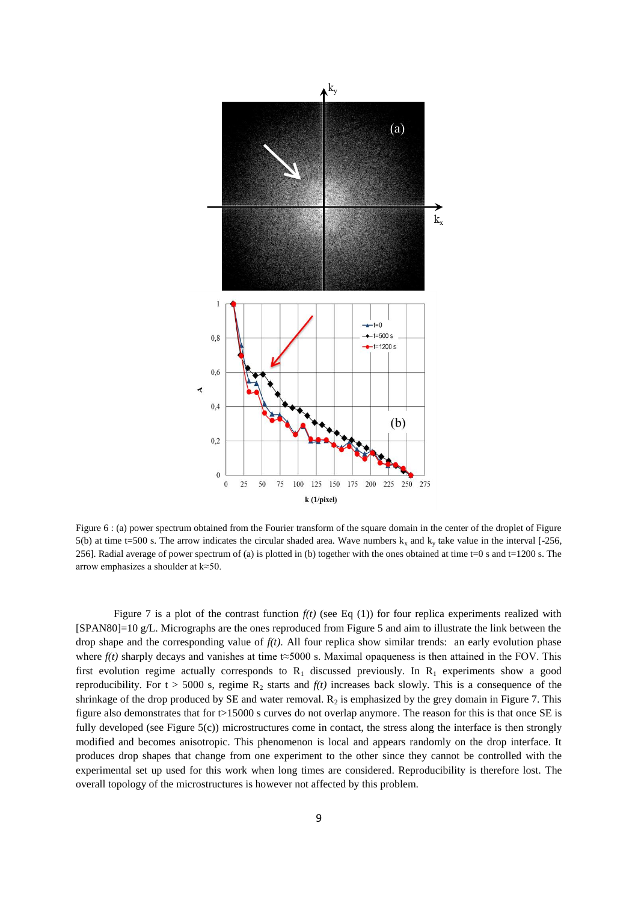Figure 6 : (a) power spectrum obtained from the Fourier transform of the square domain in the center of the droplet of Figure 5(b) at time t=500 s. The arrow indicates the circular shaded area. Wave numbers $k_x$ and $k_y$ take value in the interval [-256, 256]. Radial average of power spectrum of (a) is plotted in (b) together with the ones obtained at time t=0 s and t=1200 s. The arrow emphasizes a shoulder at k≈50.

Figure 7 is a plot of the contrast function *f(t)* (see Eq (1)) for four replica experiments realized with [SPAN80]=10 g/L. Micrographs are the ones reproduced from Figure 5 and aim to illustrate the link between the drop shape and the corresponding value of *f(t)*. All four replica show similar trends: an early evolution phase where *f(t)* sharply decays and vanishes at time t≈5000 s. Maximal opaqueness is then attained in the FOV. This first evolution regime actually corresponds to $R_1$ discussed previously. In $R_1$ experiments show a good reproducibility. For t > 5000 s, regime $R_2$ starts and *f(t)* increases back slowly. This is a consequence of the shrinkage of the drop produced by SE and water removal. $R_2$ is emphasized by the grey domain in Figure 7. This figure also demonstrates that for t>15000 s curves do not overlap anymore. The reason for this is that once SE is fully developed (see Figure 5(c)) microstructures come in contact, the stress along the interface is then strongly modified and becomes anisotropic. This phenomenon is local and appears randomly on the drop interface. It produces drop shapes that change from one experiment to the other since they cannot be controlled with the experimental set up used for this work when long times are considered. Reproducibility is therefore lost. The overall topology of the microstructures is however not affected by this problem.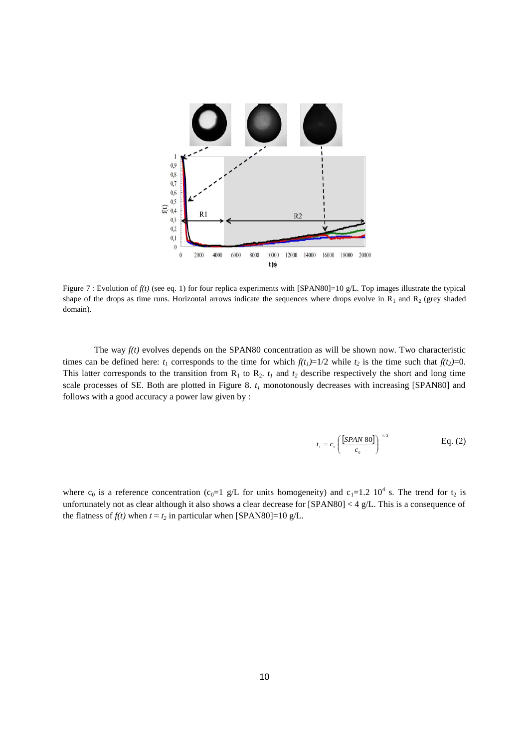Figure 7 : Evolution of *f(t)* (see eq. 1) for four replica experiments with [SPAN80]=10 g/L. Top images illustrate the typical shape of the drops as time runs. Horizontal arrows indicate the sequences where drops evolve in $R_1$ and $R_2$ (grey shaded domain).

The way *f(t)* evolves depends on the SPAN80 concentration as will be shown now. Two characteristic times can be defined here: $t_1$ corresponds to the time for which $f(t_1)=1/2$ while $t_2$ is the time such that $f(t_2)=0$. This latter corresponds to the transition from $R_1$ to $R_2$. $t_1$ and $t_2$ describe respectively the short and long time scale processes of SE. Both are plotted in Figure 8. $t_1$ monotonously decreases with increasing [SPAN80] and follows with a good accuracy a power law given by :

$$t_1 = c_1 \left( \frac{[SPAN\,80]}{c_0} \right)^{-4/3} \qquad \text{Eq. (2)}$$

where $c_0$ is a reference concentration ($c_0$=1 g/L for units homogeneity) and $c_1$=1.2 $10^4$ s. The trend for $t_2$ is unfortunately not as clear although it also shows a clear decrease for [SPAN80] < 4 g/L. This is a consequence of the flatness of *f(t)* when $t \approx t_2$ in particular when [SPAN80]=10 g/L.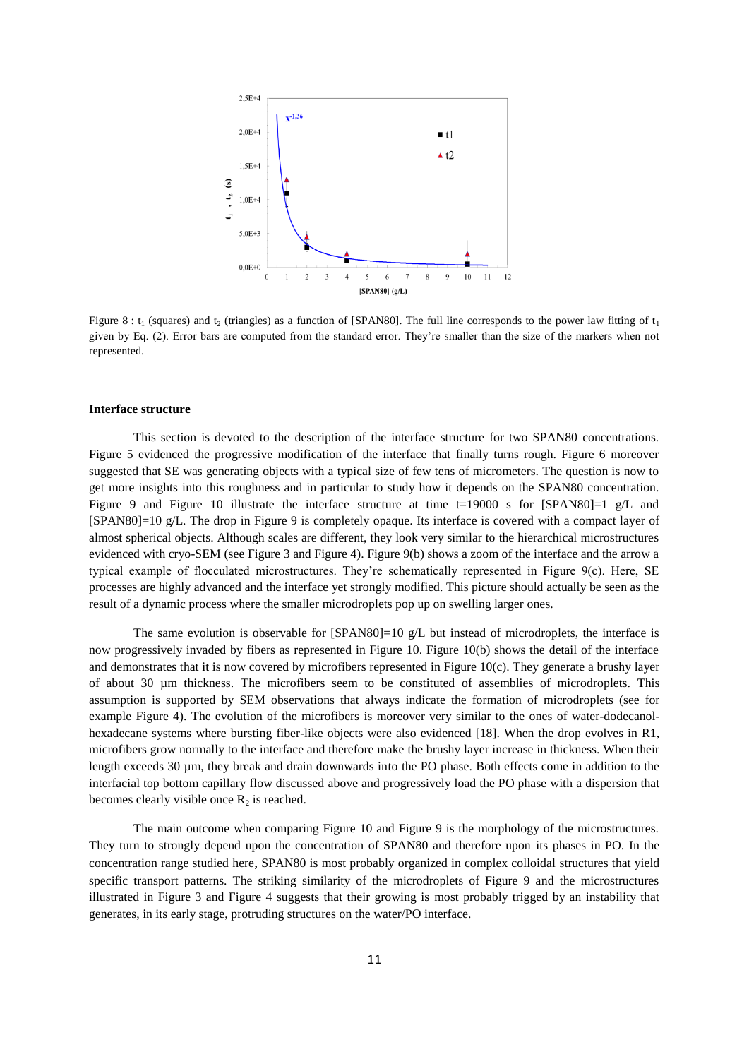Figure 8 : $t_1$ (squares) and $t_2$ (triangles) as a function of [SPAN80]. The full line corresponds to the power law fitting of $t_1$ given by Eq. (2). Error bars are computed from the standard error. They're smaller than the size of the markers when not represented.

### Interface structure

This section is devoted to the description of the interface structure for two SPAN80 concentrations. Figure 5 evidenced the progressive modification of the interface that finally turns rough. Figure 6 moreover suggested that SE was generating objects with a typical size of few tens of micrometers. The question is now to get more insights into this roughness and in particular to study how it depends on the SPAN80 concentration. Figure 9 and Figure 10 illustrate the interface structure at time t=19000 s for [SPAN80]=1 g/L and [SPAN80]=10 g/L. The drop in Figure 9 is completely opaque. Its interface is covered with a compact layer of almost spherical objects. Although scales are different, they look very similar to the hierarchical microstructures evidenced with cryo-SEM (see Figure 3 and Figure 4). Figure 9(b) shows a zoom of the interface and the arrow a typical example of flocculated microstructures. They're schematically represented in Figure 9(c). Here, SE processes are highly advanced and the interface yet strongly modified. This picture should actually be seen as the result of a dynamic process where the smaller microdroplets pop up on swelling larger ones.

The same evolution is observable for [SPAN80]=10 g/L but instead of microdroplets, the interface is now progressively invaded by fibers as represented in Figure 10. Figure 10(b) shows the detail of the interface and demonstrates that it is now covered by microfibers represented in Figure 10(c). They generate a brushy layer of about 30 µm thickness. The microfibers seem to be constituted of assemblies of microdroplets. This assumption is supported by SEM observations that always indicate the formation of microdroplets (see for example Figure 4). The evolution of the microfibers is moreover very similar to the ones of water-dodecanol-hexadecane systems where bursting fiber-like objects were also evidenced [18]. When the drop evolves in R1, microfibers grow normally to the interface and therefore make the brushy layer increase in thickness. When their length exceeds 30 µm, they break and drain downwards into the PO phase. Both effects come in addition to the interfacial top bottom capillary flow discussed above and progressively load the PO phase with a dispersion that becomes clearly visible once $R_2$ is reached.

The main outcome when comparing Figure 10 and Figure 9 is the morphology of the microstructures. They turn to strongly depend upon the concentration of SPAN80 and therefore upon its phases in PO. In the concentration range studied here, SPAN80 is most probably organized in complex colloidal structures that yield specific transport patterns. The striking similarity of the microdroplets of Figure 9 and the microstructures illustrated in Figure 3 and Figure 4 suggests that their growing is most probably trigged by an instability that generates, in its early stage, protruding structures on the water/PO interface.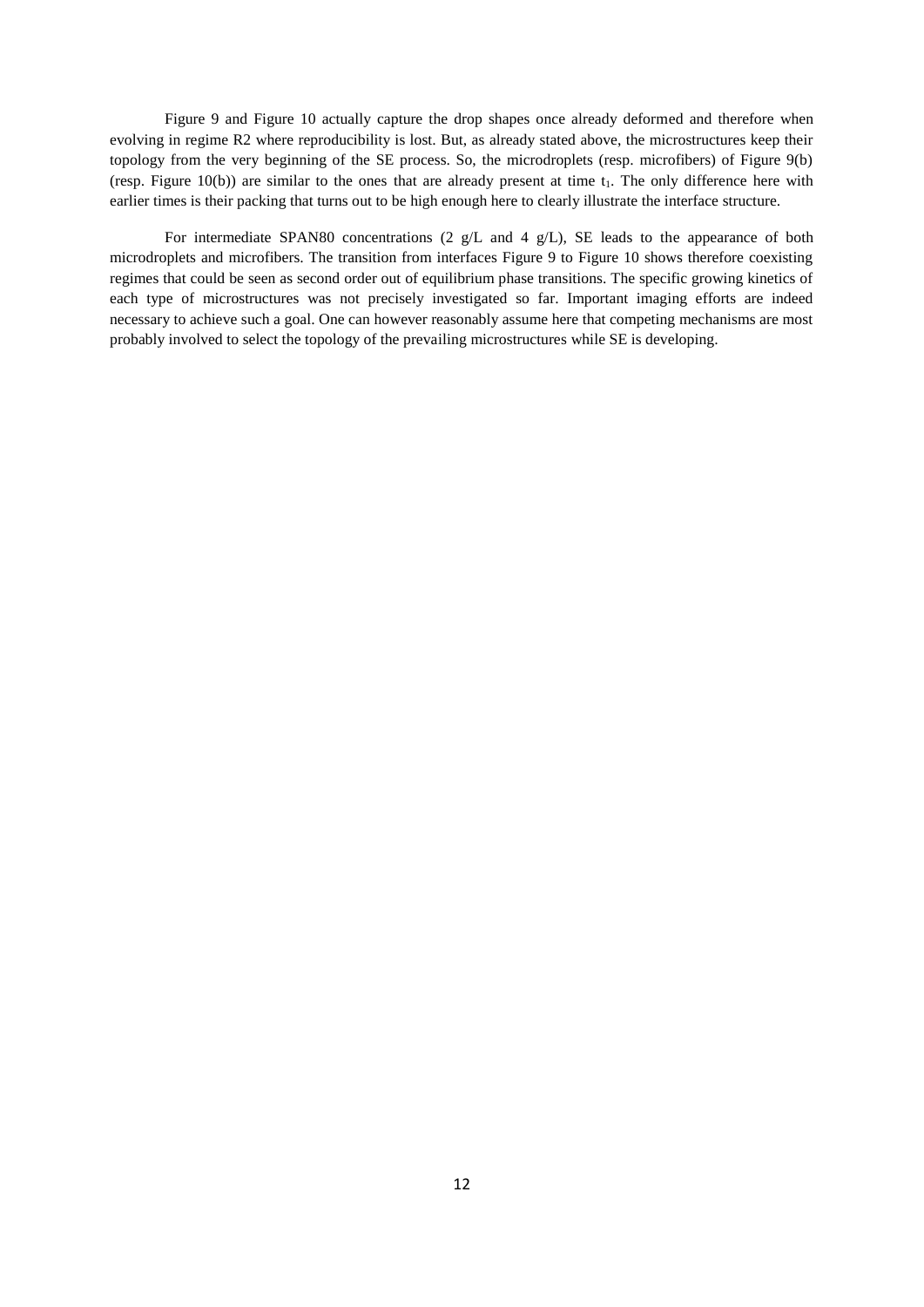Figure 9 and Figure 10 actually capture the drop shapes once already deformed and therefore when evolving in regime R2 where reproducibility is lost. But, as already stated above, the microstructures keep their topology from the very beginning of the SE process. So, the microdroplets (resp. microfibers) of Figure 9(b) (resp. Figure 10(b)) are similar to the ones that are already present at time $t_1$. The only difference here with earlier times is their packing that turns out to be high enough here to clearly illustrate the interface structure.

For intermediate SPAN80 concentrations (2 g/L and 4 g/L), SE leads to the appearance of both microdroplets and microfibers. The transition from interfaces Figure 9 to Figure 10 shows therefore coexisting regimes that could be seen as second order out of equilibrium phase transitions. The specific growing kinetics of each type of microstructures was not precisely investigated so far. Important imaging efforts are indeed necessary to achieve such a goal. One can however reasonably assume here that competing mechanisms are most probably involved to select the topology of the prevailing microstructures while SE is developing.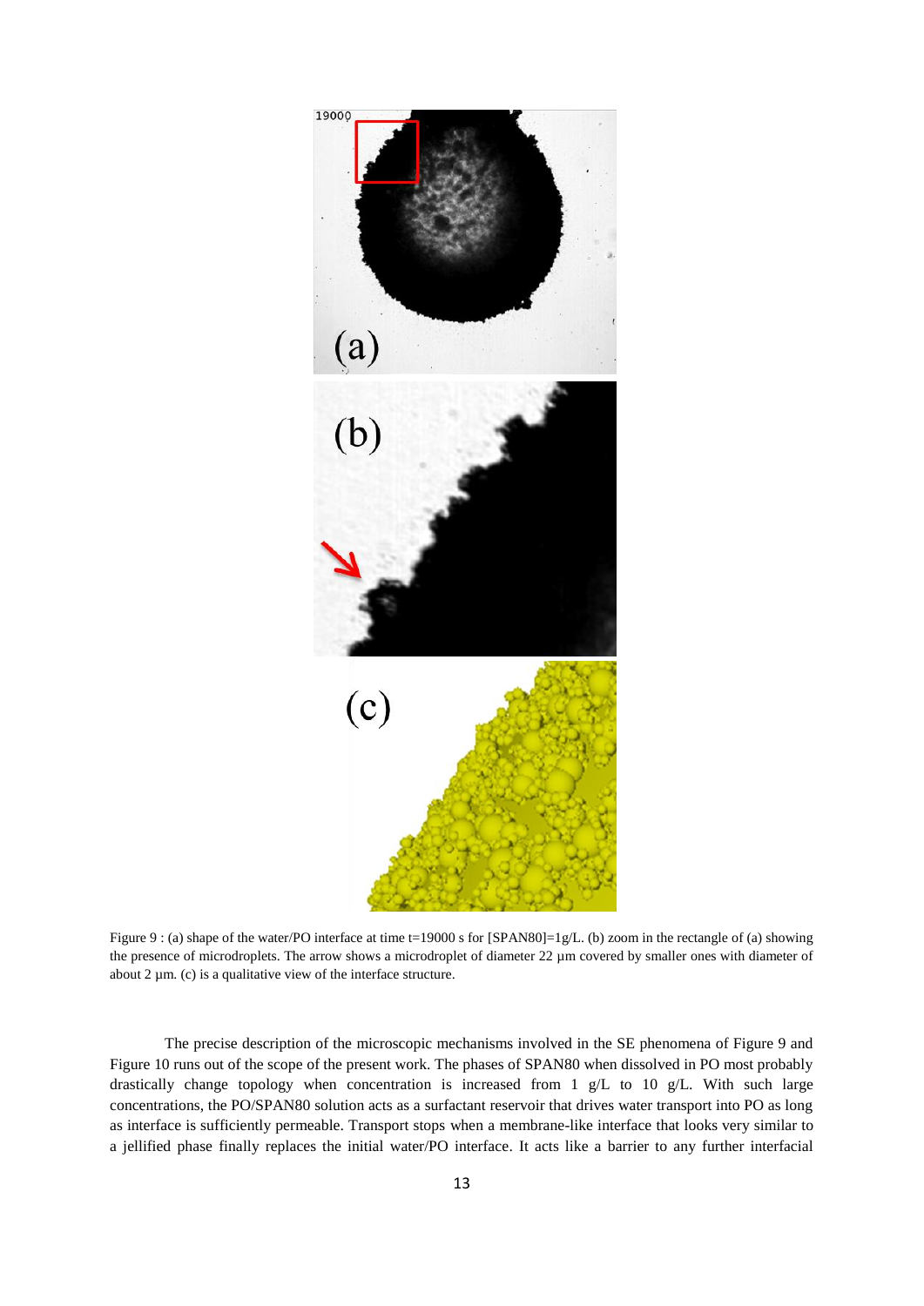Figure 9 : (a) shape of the water/PO interface at time t=19000 s for [SPAN80]=1g/L. (b) zoom in the rectangle of (a) showing the presence of microdroplets. The arrow shows a microdroplet of diameter 22 µm covered by smaller ones with diameter of about 2 µm. (c) is a qualitative view of the interface structure.

The precise description of the microscopic mechanisms involved in the SE phenomena of Figure 9 and Figure 10 runs out of the scope of the present work. The phases of SPAN80 when dissolved in PO most probably drastically change topology when concentration is increased from 1 g/L to 10 g/L. With such large concentrations, the PO/SPAN80 solution acts as a surfactant reservoir that drives water transport into PO as long as interface is sufficiently permeable. Transport stops when a membrane-like interface that looks very similar to a jellified phase finally replaces the initial water/PO interface. It acts like a barrier to any further interfacial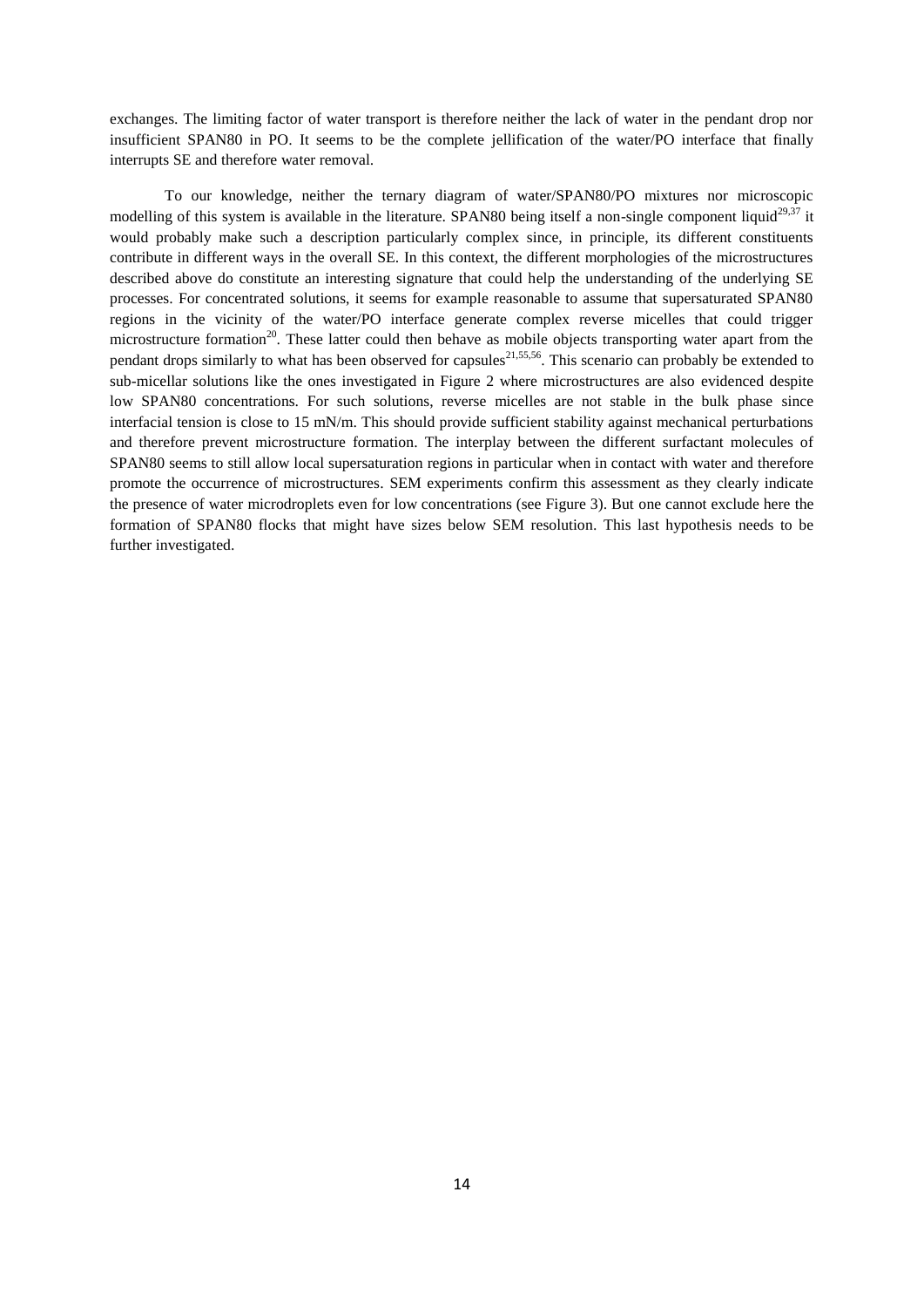exchanges. The limiting factor of water transport is therefore neither the lack of water in the pendant drop nor insufficient SPAN80 in PO. It seems to be the complete jellification of the water/PO interface that finally interrupts SE and therefore water removal.

To our knowledge, neither the ternary diagram of water/SPAN80/PO mixtures nor microscopic modelling of this system is available in the literature. SPAN80 being itself a non-single component liquid[29,37] it would probably make such a description particularly complex since, in principle, its different constituents contribute in different ways in the overall SE. In this context, the different morphologies of the microstructures described above do constitute an interesting signature that could help the understanding of the underlying SE processes. For concentrated solutions, it seems for example reasonable to assume that supersaturated SPAN80 regions in the vicinity of the water/PO interface generate complex reverse micelles that could trigger microstructure formation[20]. These latter could then behave as mobile objects transporting water apart from the pendant drops similarly to what has been observed for capsules[21,55,56]. This scenario can probably be extended to sub-micellar solutions like the ones investigated in Figure 2 where microstructures are also evidenced despite low SPAN80 concentrations. For such solutions, reverse micelles are not stable in the bulk phase since interfacial tension is close to 15 mN/m. This should provide sufficient stability against mechanical perturbations and therefore prevent microstructure formation. The interplay between the different surfactant molecules of SPAN80 seems to still allow local supersaturation regions in particular when in contact with water and therefore promote the occurrence of microstructures. SEM experiments confirm this assessment as they clearly indicate the presence of water microdroplets even for low concentrations (see Figure 3). But one cannot exclude here the formation of SPAN80 flocks that might have sizes below SEM resolution. This last hypothesis needs to be further investigated.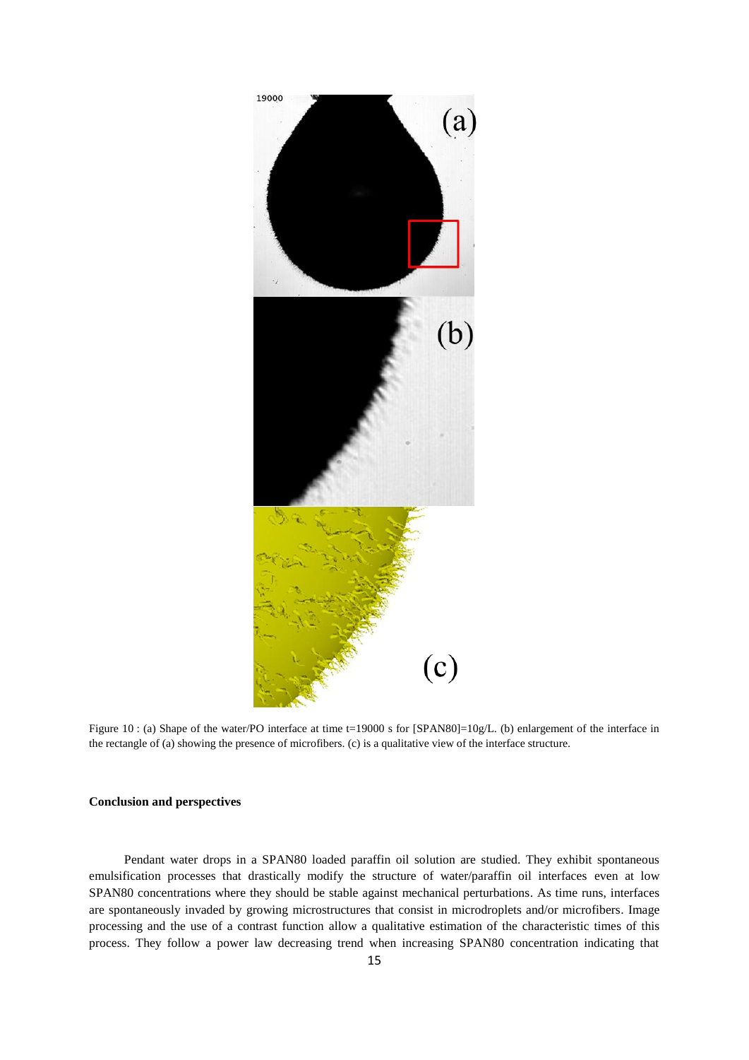Figure 10 : (a) Shape of the water/PO interface at time t=19000 s for [SPAN80]=10g/L. (b) enlargement of the interface in the rectangle of (a) showing the presence of microfibers. (c) is a qualitative view of the interface structure.

**Conclusion and perspectives**

Pendant water drops in a SPAN80 loaded paraffin oil solution are studied. They exhibit spontaneous emulsification processes that drastically modify the structure of water/paraffin oil interfaces even at low SPAN80 concentrations where they should be stable against mechanical perturbations. As time runs, interfaces are spontaneously invaded by growing microstructures that consist in microdroplets and/or microfibers. Image processing and the use of a contrast function allow a qualitative estimation of the characteristic times of this process. They follow a power law decreasing trend when increasing SPAN80 concentration indicating that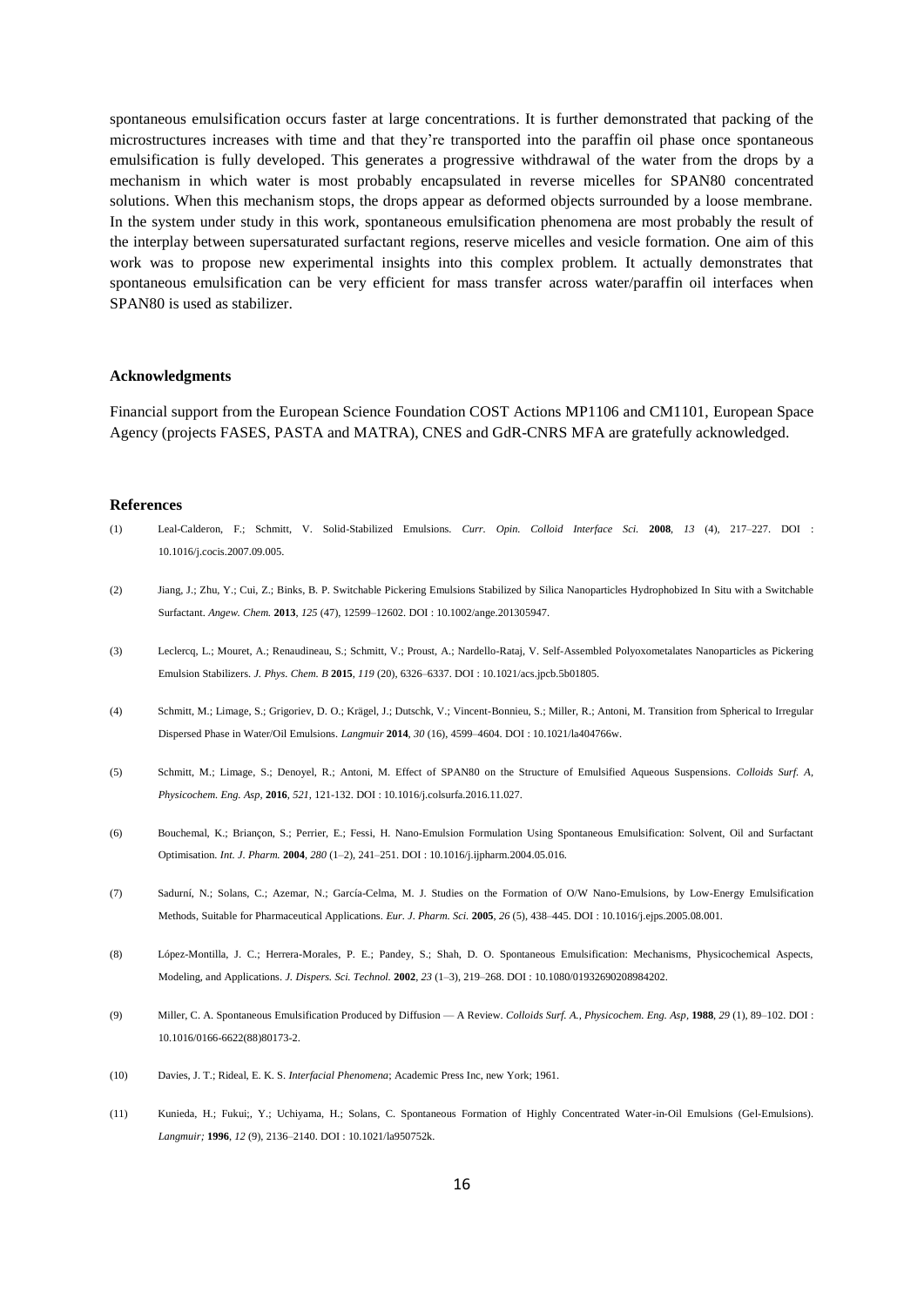spontaneous emulsification occurs faster at large concentrations. It is further demonstrated that packing of the microstructures increases with time and that they're transported into the paraffin oil phase once spontaneous emulsification is fully developed. This generates a progressive withdrawal of the water from the drops by a mechanism in which water is most probably encapsulated in reverse micelles for SPAN80 concentrated solutions. When this mechanism stops, the drops appear as deformed objects surrounded by a loose membrane. In the system under study in this work, spontaneous emulsification phenomena are most probably the result of the interplay between supersaturated surfactant regions, reserve micelles and vesicle formation. One aim of this work was to propose new experimental insights into this complex problem. It actually demonstrates that spontaneous emulsification can be very efficient for mass transfer across water/paraffin oil interfaces when SPAN80 is used as stabilizer.

### Acknowledgments

Financial support from the European Science Foundation COST Actions MP1106 and CM1101, European Space Agency (projects FASES, PASTA and MATRA), CNES and GdR-CNRS MFA are gratefully acknowledged.

### References

(1) Leal-Calderon, F.; Schmitt, V. Solid-Stabilized Emulsions. *Curr. Opin. Colloid Interface Sci.* **2008**, *13* (4), 217–227. DOI : 10.1016/j.cocis.2007.09.005.

(2) Jiang, J.; Zhu, Y.; Cui, Z.; Binks, B. P. Switchable Pickering Emulsions Stabilized by Silica Nanoparticles Hydrophobized In Situ with a Switchable Surfactant. *Angew. Chem.* **2013**, *125* (47), 12599–12602. DOI : 10.1002/ange.201305947.

(3) Leclercq, L.; Mouret, A.; Renaudineau, S.; Schmitt, V.; Proust, A.; Nardello-Rataj, V. Self-Assembled Polyoxometalates Nanoparticles as Pickering Emulsion Stabilizers. *J. Phys. Chem. B* **2015**, *119* (20), 6326–6337. DOI : 10.1021/acs.jpcb.5b01805.

(4) Schmitt, M.; Limage, S.; Grigoriev, D. O.; Krägel, J.; Dutschk, V.; Vincent-Bonnieu, S.; Miller, R.; Antoni, M. Transition from Spherical to Irregular Dispersed Phase in Water/Oil Emulsions. *Langmuir* **2014**, *30* (16), 4599–4604. DOI : 10.1021/la404766w.

(5) Schmitt, M.; Limage, S.; Denoyel, R.; Antoni, M. Effect of SPAN80 on the Structure of Emulsified Aqueous Suspensions. *Colloids Surf. A, Physicochem. Eng. Asp*, **2016**, *521*, 121-132. DOI : 10.1016/j.colsurfa.2016.11.027.

(6) Bouchemal, K.; Briançon, S.; Perrier, E.; Fessi, H. Nano-Emulsion Formulation Using Spontaneous Emulsification: Solvent, Oil and Surfactant Optimisation. *Int. J. Pharm.* **2004**, *280* (1–2), 241–251. DOI : 10.1016/j.ijpharm.2004.05.016.

(7) Sadurní, N.; Solans, C.; Azemar, N.; García-Celma, M. J. Studies on the Formation of O/W Nano-Emulsions, by Low-Energy Emulsification Methods, Suitable for Pharmaceutical Applications. *Eur. J. Pharm. Sci.* **2005**, *26* (5), 438–445. DOI : 10.1016/j.ejps.2005.08.001.

(8) López-Montilla, J. C.; Herrera-Morales, P. E.; Pandey, S.; Shah, D. O. Spontaneous Emulsification: Mechanisms, Physicochemical Aspects, Modeling, and Applications. *J. Dispers. Sci. Technol.* **2002**, *23* (1–3), 219–268. DOI : 10.1080/01932690208984202.

(9) Miller, C. A. Spontaneous Emulsification Produced by Diffusion — A Review. *Colloids Surf. A., Physicochem. Eng. Asp*, **1988**, *29* (1), 89–102. DOI : 10.1016/0166-6622(88)80173-2.

(10) Davies, J. T.; Rideal, E. K. S. *Interfacial Phenomena*; Academic Press Inc, new York; 1961.

(11) Kunieda, H.; Fukui;, Y.; Uchiyama, H.; Solans, C. Spontaneous Formation of Highly Concentrated Water-in-Oil Emulsions (Gel-Emulsions). *Langmuir;* **1996**, *12* (9), 2136–2140. DOI : 10.1021/la950752k.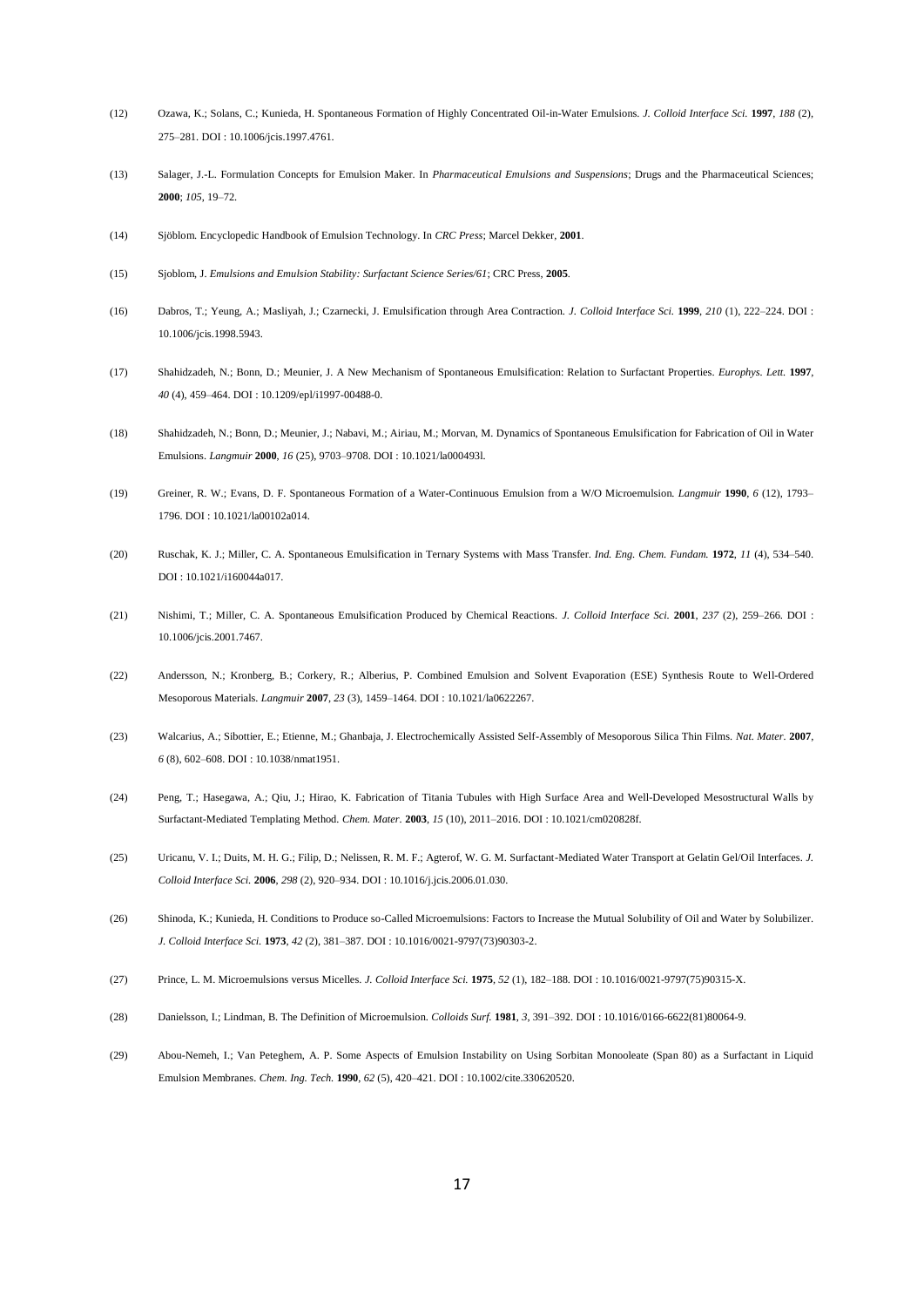(12) Ozawa, K.; Solans, C.; Kunieda, H. Spontaneous Formation of Highly Concentrated Oil-in-Water Emulsions. *J. Colloid Interface Sci.* **1997**, *188* (2), 275–281. DOI : 10.1006/jcis.1997.4761.

(13) Salager, J.-L. Formulation Concepts for Emulsion Maker. In *Pharmaceutical Emulsions and Suspensions*; Drugs and the Pharmaceutical Sciences; **2000**; *105*, 19–72.

(14) Sjöblom. Encyclopedic Handbook of Emulsion Technology. In *CRC Press*; Marcel Dekker, **2001**.

(15) Sjoblom, J. *Emulsions and Emulsion Stability: Surfactant Science Series/61*; CRC Press, **2005**.

(16) Dabros, T.; Yeung, A.; Masliyah, J.; Czarnecki, J. Emulsification through Area Contraction. *J. Colloid Interface Sci.* **1999**, *210* (1), 222–224. DOI : 10.1006/jcis.1998.5943.

(17) Shahidzadeh, N.; Bonn, D.; Meunier, J. A New Mechanism of Spontaneous Emulsification: Relation to Surfactant Properties. *Europhys. Lett.* **1997**, *40* (4), 459–464. DOI : 10.1209/epl/i1997-00488-0.

(18) Shahidzadeh, N.; Bonn, D.; Meunier, J.; Nabavi, M.; Airiau, M.; Morvan, M. Dynamics of Spontaneous Emulsification for Fabrication of Oil in Water Emulsions. *Langmuir* **2000**, *16* (25), 9703–9708. DOI : 10.1021/la000493l.

(19) Greiner, R. W.; Evans, D. F. Spontaneous Formation of a Water-Continuous Emulsion from a W/O Microemulsion. *Langmuir* **1990**, *6* (12), 1793–1796. DOI : 10.1021/la00102a014.

(20) Ruschak, K. J.; Miller, C. A. Spontaneous Emulsification in Ternary Systems with Mass Transfer. *Ind. Eng. Chem. Fundam.* **1972**, *11* (4), 534–540. DOI : 10.1021/i160044a017.

(21) Nishimi, T.; Miller, C. A. Spontaneous Emulsification Produced by Chemical Reactions. *J. Colloid Interface Sci.* **2001**, *237* (2), 259–266. DOI : 10.1006/jcis.2001.7467.

(22) Andersson, N.; Kronberg, B.; Corkery, R.; Alberius, P. Combined Emulsion and Solvent Evaporation (ESE) Synthesis Route to Well-Ordered Mesoporous Materials. *Langmuir* **2007**, *23* (3), 1459–1464. DOI : 10.1021/la0622267.

(23) Walcarius, A.; Sibottier, E.; Etienne, M.; Ghanbaja, J. Electrochemically Assisted Self-Assembly of Mesoporous Silica Thin Films. *Nat. Mater.* **2007**, *6* (8), 602–608. DOI : 10.1038/nmat1951.

(24) Peng, T.; Hasegawa, A.; Qiu, J.; Hirao, K. Fabrication of Titania Tubules with High Surface Area and Well-Developed Mesostructural Walls by Surfactant-Mediated Templating Method. *Chem. Mater.* **2003**, *15* (10), 2011–2016. DOI : 10.1021/cm020828f.

(25) Uricanu, V. I.; Duits, M. H. G.; Filip, D.; Nelissen, R. M. F.; Agterof, W. G. M. Surfactant-Mediated Water Transport at Gelatin Gel/Oil Interfaces. *J. Colloid Interface Sci.* **2006**, *298* (2), 920–934. DOI : 10.1016/j.jcis.2006.01.030.

(26) Shinoda, K.; Kunieda, H. Conditions to Produce so-Called Microemulsions: Factors to Increase the Mutual Solubility of Oil and Water by Solubilizer. *J. Colloid Interface Sci.* **1973**, *42* (2), 381–387. DOI : 10.1016/0021-9797(73)90303-2.

(27) Prince, L. M. Microemulsions versus Micelles. *J. Colloid Interface Sci.* **1975**, *52* (1), 182–188. DOI : 10.1016/0021-9797(75)90315-X.

(28) Danielsson, I.; Lindman, B. The Definition of Microemulsion. *Colloids Surf.* **1981**, *3*, 391–392. DOI : 10.1016/0166-6622(81)80064-9.

(29) Abou-Nemeh, I.; Van Peteghem, A. P. Some Aspects of Emulsion Instability on Using Sorbitan Monooleate (Span 80) as a Surfactant in Liquid Emulsion Membranes. *Chem. Ing. Tech.* **1990**, *62* (5), 420–421. DOI : 10.1002/cite.330620520.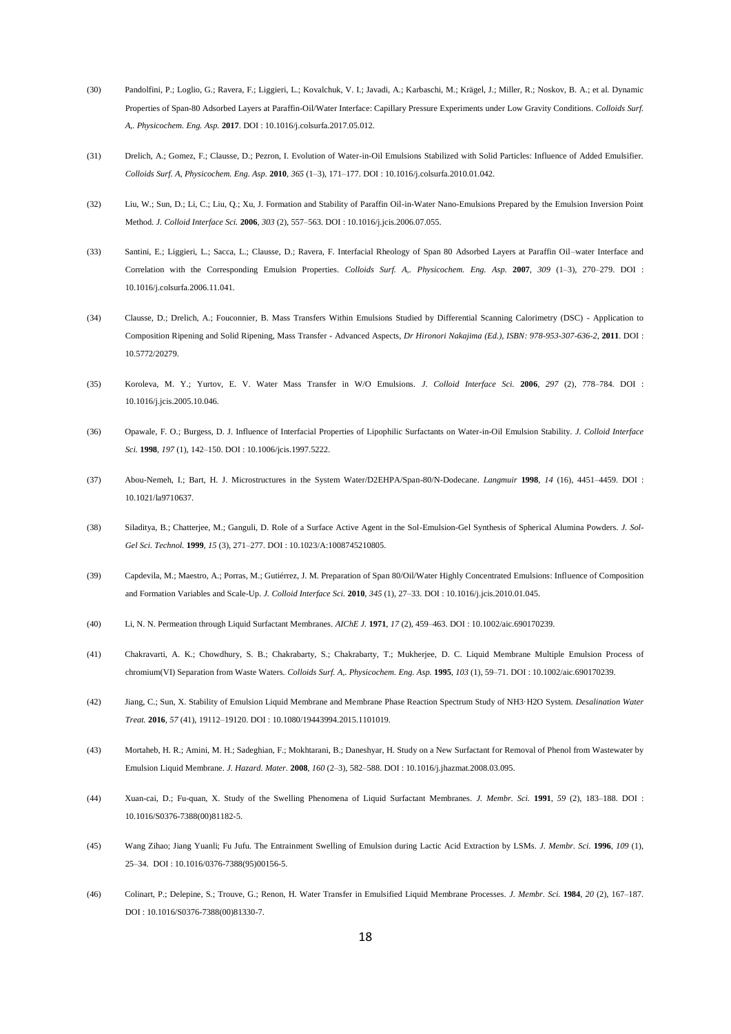(30) Pandolfini, P.; Loglio, G.; Ravera, F.; Liggieri, L.; Kovalchuk, V. I.; Javadi, A.; Karbaschi, M.; Krägel, J.; Miller, R.; Noskov, B. A.; et al. Dynamic Properties of Span-80 Adsorbed Layers at Paraffin-Oil/Water Interface: Capillary Pressure Experiments under Low Gravity Conditions. *Colloids Surf. A,. Physicochem. Eng. Asp.* **2017**. DOI : 10.1016/j.colsurfa.2017.05.012.

(31) Drelich, A.; Gomez, F.; Clausse, D.; Pezron, I. Evolution of Water-in-Oil Emulsions Stabilized with Solid Particles: Influence of Added Emulsifier. *Colloids Surf. A, Physicochem. Eng. Asp.* **2010**, *365* (1–3), 171–177. DOI : 10.1016/j.colsurfa.2010.01.042.

(32) Liu, W.; Sun, D.; Li, C.; Liu, Q.; Xu, J. Formation and Stability of Paraffin Oil-in-Water Nano-Emulsions Prepared by the Emulsion Inversion Point Method. *J. Colloid Interface Sci.* **2006**, *303* (2), 557–563. DOI : 10.1016/j.jcis.2006.07.055.

(33) Santini, E.; Liggieri, L.; Sacca, L.; Clausse, D.; Ravera, F. Interfacial Rheology of Span 80 Adsorbed Layers at Paraffin Oil–water Interface and Correlation with the Corresponding Emulsion Properties. *Colloids Surf. A,. Physicochem. Eng. Asp.* **2007**, *309* (1–3), 270–279. DOI : 10.1016/j.colsurfa.2006.11.041.

(34) Clausse, D.; Drelich, A.; Fouconnier, B. Mass Transfers Within Emulsions Studied by Differential Scanning Calorimetry (DSC) - Application to Composition Ripening and Solid Ripening, Mass Transfer - Advanced Aspects, *Dr Hironori Nakajima (Ed.), ISBN: 978-953-307-636-2*, **2011**. DOI : 10.5772/20279.

(35) Koroleva, M. Y.; Yurtov, E. V. Water Mass Transfer in W/O Emulsions. *J. Colloid Interface Sci.* **2006**, *297* (2), 778–784. DOI : 10.1016/j.jcis.2005.10.046.

(36) Opawale, F. O.; Burgess, D. J. Influence of Interfacial Properties of Lipophilic Surfactants on Water-in-Oil Emulsion Stability. *J. Colloid Interface Sci.* **1998**, *197* (1), 142–150. DOI : 10.1006/jcis.1997.5222.

(37) Abou-Nemeh, I.; Bart, H. J. Microstructures in the System Water/D2EHPA/Span-80/N-Dodecane. *Langmuir* **1998**, *14* (16), 4451–4459. DOI : 10.1021/la9710637.

(38) Siladitya, B.; Chatterjee, M.; Ganguli, D. Role of a Surface Active Agent in the Sol-Emulsion-Gel Synthesis of Spherical Alumina Powders. *J. Sol-Gel Sci. Technol.* **1999**, *15* (3), 271–277. DOI : 10.1023/A:1008745210805.

(39) Capdevila, M.; Maestro, A.; Porras, M.; Gutiérrez, J. M. Preparation of Span 80/Oil/Water Highly Concentrated Emulsions: Influence of Composition and Formation Variables and Scale-Up. *J. Colloid Interface Sci.* **2010**, *345* (1), 27–33. DOI : 10.1016/j.jcis.2010.01.045.

(40) Li, N. N. Permeation through Liquid Surfactant Membranes. *AIChE J.* **1971**, *17* (2), 459–463. DOI : 10.1002/aic.690170239.

(41) Chakravarti, A. K.; Chowdhury, S. B.; Chakrabarty, S.; Chakrabarty, T.; Mukherjee, D. C. Liquid Membrane Multiple Emulsion Process of chromium(VI) Separation from Waste Waters. *Colloids Surf. A,. Physicochem. Eng. Asp.* **1995**, *103* (1), 59–71. DOI : 10.1002/aic.690170239.

(42) Jiang, C.; Sun, X. Stability of Emulsion Liquid Membrane and Membrane Phase Reaction Spectrum Study of $NH_3 \cdot H_2O$ System. *Desalination Water Treat.* **2016**, *57* (41), 19112–19120. DOI : 10.1080/19443994.2015.1101019.

(43) Mortaheb, H. R.; Amini, M. H.; Sadeghian, F.; Mokhtarani, B.; Daneshyar, H. Study on a New Surfactant for Removal of Phenol from Wastewater by Emulsion Liquid Membrane. *J. Hazard. Mater.* **2008**, *160* (2–3), 582–588. DOI : 10.1016/j.jhazmat.2008.03.095.

(44) Xuan-cai, D.; Fu-quan, X. Study of the Swelling Phenomena of Liquid Surfactant Membranes. *J. Membr. Sci.* **1991**, *59* (2), 183–188. DOI : 10.1016/S0376-7388(00)81182-5.

(45) Wang Zihao; Jiang Yuanli; Fu Jufu. The Entrainment Swelling of Emulsion during Lactic Acid Extraction by LSMs. *J. Membr. Sci.* **1996**, *109* (1), 25–34. DOI : 10.1016/0376-7388(95)00156-5.

(46) Colinart, P.; Delepine, S.; Trouve, G.; Renon, H. Water Transfer in Emulsified Liquid Membrane Processes. *J. Membr. Sci.* **1984**, *20* (2), 167–187. DOI : 10.1016/S0376-7388(00)81330-7.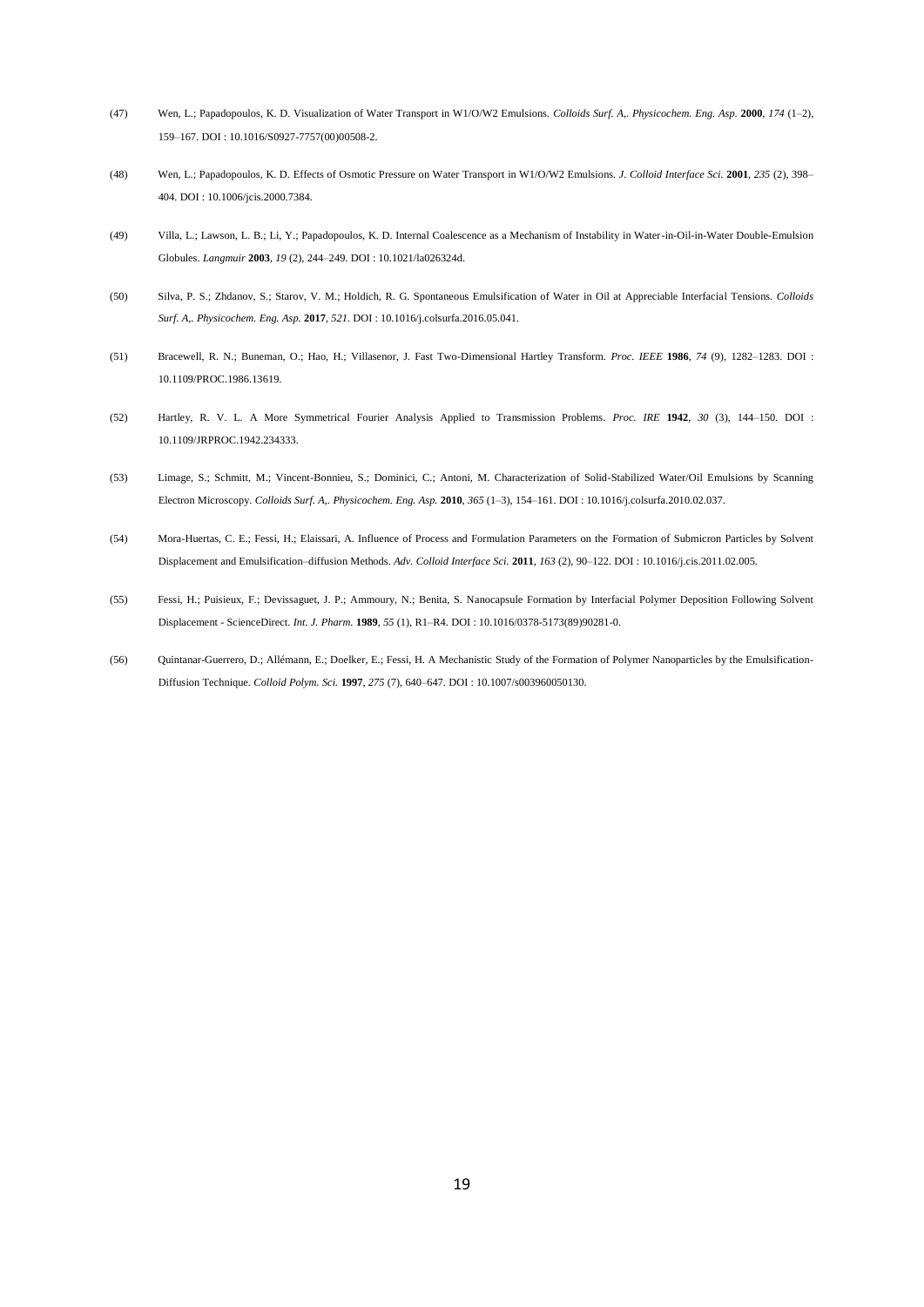(47) Wen, L.; Papadopoulos, K. D. Visualization of Water Transport in W1/O/W2 Emulsions. *Colloids Surf. A,. Physicochem. Eng. Asp.* **2000**, *174* (1–2), 159–167. DOI : 10.1016/S0927-7757(00)00508-2.

(48) Wen, L.; Papadopoulos, K. D. Effects of Osmotic Pressure on Water Transport in W1/O/W2 Emulsions. *J. Colloid Interface Sci.* **2001**, *235* (2), 398–404. DOI : 10.1006/jcis.2000.7384.

(49) Villa, L.; Lawson, L. B.; Li, Y.; Papadopoulos, K. D. Internal Coalescence as a Mechanism of Instability in Water-in-Oil-in-Water Double-Emulsion Globules. *Langmuir* **2003**, *19* (2), 244–249. DOI : 10.1021/la026324d.

(50) Silva, P. S.; Zhdanov, S.; Starov, V. M.; Holdich, R. G. Spontaneous Emulsification of Water in Oil at Appreciable Interfacial Tensions. *Colloids Surf. A,. Physicochem. Eng. Asp.* **2017**, *521*. DOI : 10.1016/j.colsurfa.2016.05.041.

(51) Bracewell, R. N.; Buneman, O.; Hao, H.; Villasenor, J. Fast Two-Dimensional Hartley Transform. *Proc. IEEE* **1986**, *74* (9), 1282–1283. DOI : 10.1109/PROC.1986.13619.

(52) Hartley, R. V. L. A More Symmetrical Fourier Analysis Applied to Transmission Problems. *Proc. IRE* **1942**, *30* (3), 144–150. DOI : 10.1109/JRPROC.1942.234333.

(53) Limage, S.; Schmitt, M.; Vincent-Bonnieu, S.; Dominici, C.; Antoni, M. Characterization of Solid-Stabilized Water/Oil Emulsions by Scanning Electron Microscopy. *Colloids Surf. A,. Physicochem. Eng. Asp.* **2010**, *365* (1–3), 154–161. DOI : 10.1016/j.colsurfa.2010.02.037.

(54) Mora-Huertas, C. E.; Fessi, H.; Elaissari, A. Influence of Process and Formulation Parameters on the Formation of Submicron Particles by Solvent Displacement and Emulsification–diffusion Methods. *Adv. Colloid Interface Sci.* **2011**, *163* (2), 90–122. DOI : 10.1016/j.cis.2011.02.005.

(55) Fessi, H.; Puisieux, F.; Devissaguet, J. P.; Ammoury, N.; Benita, S. Nanocapsule Formation by Interfacial Polymer Deposition Following Solvent Displacement - ScienceDirect. *Int. J. Pharm.* **1989**, *55* (1), R1–R4. DOI : 10.1016/0378-5173(89)90281-0.

(56) Quintanar-Guerrero, D.; Allémann, E.; Doelker, E.; Fessi, H. A Mechanistic Study of the Formation of Polymer Nanoparticles by the Emulsification-Diffusion Technique. *Colloid Polym. Sci.* **1997**, *275* (7), 640–647. DOI : 10.1007/s003960050130.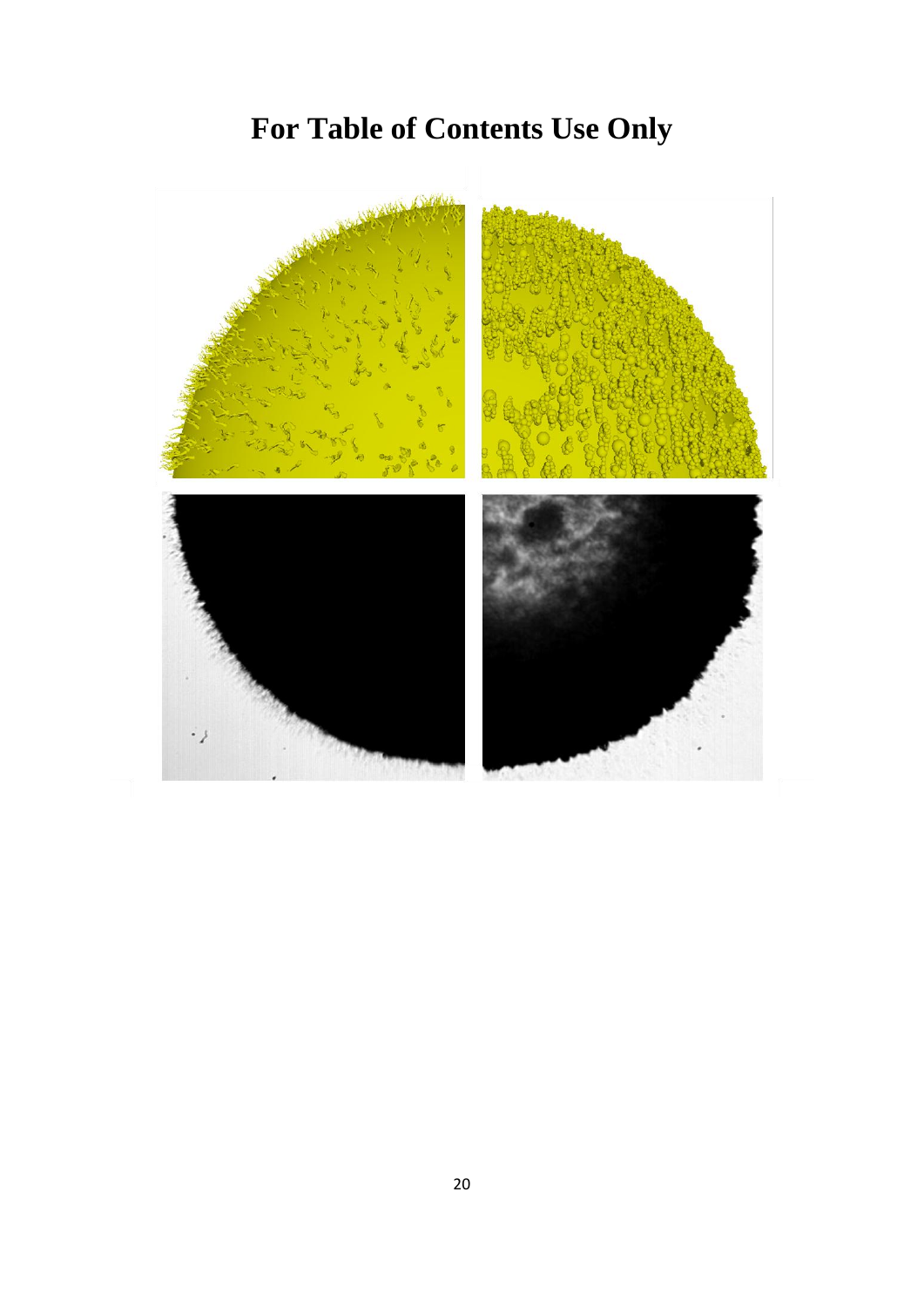# For Table of Contents Use Only